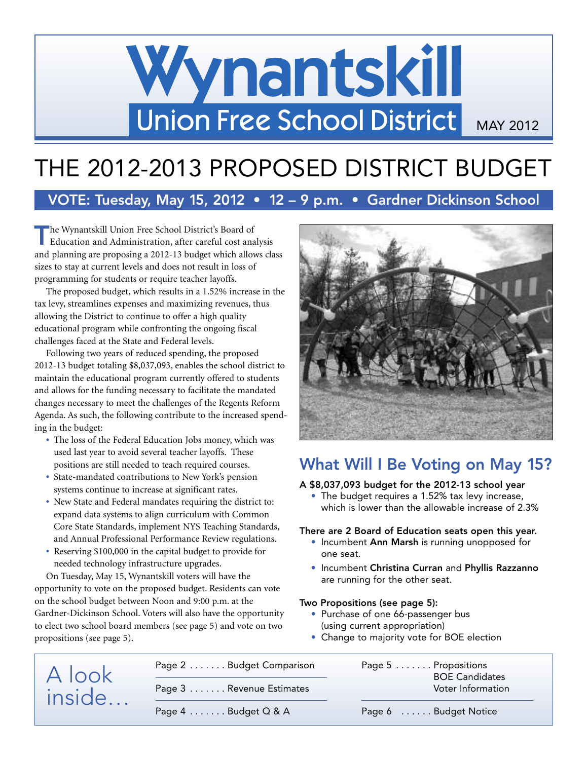# Wynantskill Union Free School District

MAY 2012

# THE 2012-2013 PROPOSED DISTRICT BUDGET

## VOTE: Tuesday, May 15, 2012 • 12 – 9 p.m. • Gardner Dickinson School

The Wynantskill Union Free School District's Board of Education and Administration, after careful cost analysis and planning are proposing a 2012-13 budget which allows class sizes to stay at current levels and does not result in loss of programming for students or require teacher layoffs.

The proposed budget, which results in a 1.52% increase in the tax levy, streamlines expenses and maximizing revenues, thus allowing the District to continue to offer a high quality educational program while confronting the ongoing fiscal challenges faced at the State and Federal levels.

Following two years of reduced spending, the proposed 2012-13 budget totaling $8,037,093, enables the school district to maintain the educational program currently offered to students and allows for the funding necessary to facilitate the mandated changes necessary to meet the challenges of the Regents Reform Agenda. As such, the following contribute to the increased spending in the budget:

- The loss of the Federal Education Jobs money, which was used last year to avoid several teacher layoffs. These positions are still needed to teach required courses.
- State-mandated contributions to New York's pension systems continue to increase at significant rates.
- New State and Federal mandates requiring the district to: expand data systems to align curriculum with Common Core State Standards, implement NYS Teaching Standards, and Annual Professional Performance Review regulations.
- Reserving $100,000 in the capital budget to provide for needed technology infrastructure upgrades.

On Tuesday, May 15, Wynantskill voters will have the opportunity to vote on the proposed budget. Residents can vote on the school budget between Noon and 9:00 p.m. at the Gardner-Dickinson School. Voters will also have the opportunity to elect two school board members (see page 5) and vote on two propositions (see page 5).

## What Will I Be Voting on May 15?

**A $8,037,093 budget for the 2012-13 school year**

- The budget requires a 1.52% tax levy increase, which is lower than the allowable increase of 2.3%

**There are 2 Board of Education seats open this year.**

- Incumbent **Ann Marsh** is running unopposed for one seat.
- Incumbent **Christina Curran** and **Phyllis Razzanno** are running for the other seat.

**Two Propositions (see page 5):**

- Purchase of one 66-passenger bus (using current appropriation)
- Change to majority vote for BOE election

## A look inside...

- Page 2 ....... Budget Comparison
- Page 3 ....... Revenue Estimates
- Page 4 ....... Budget Q & A
- Page 5 ....... Propositions, BOE Candidates, Voter Information
- Page 6 ...... Budget Notice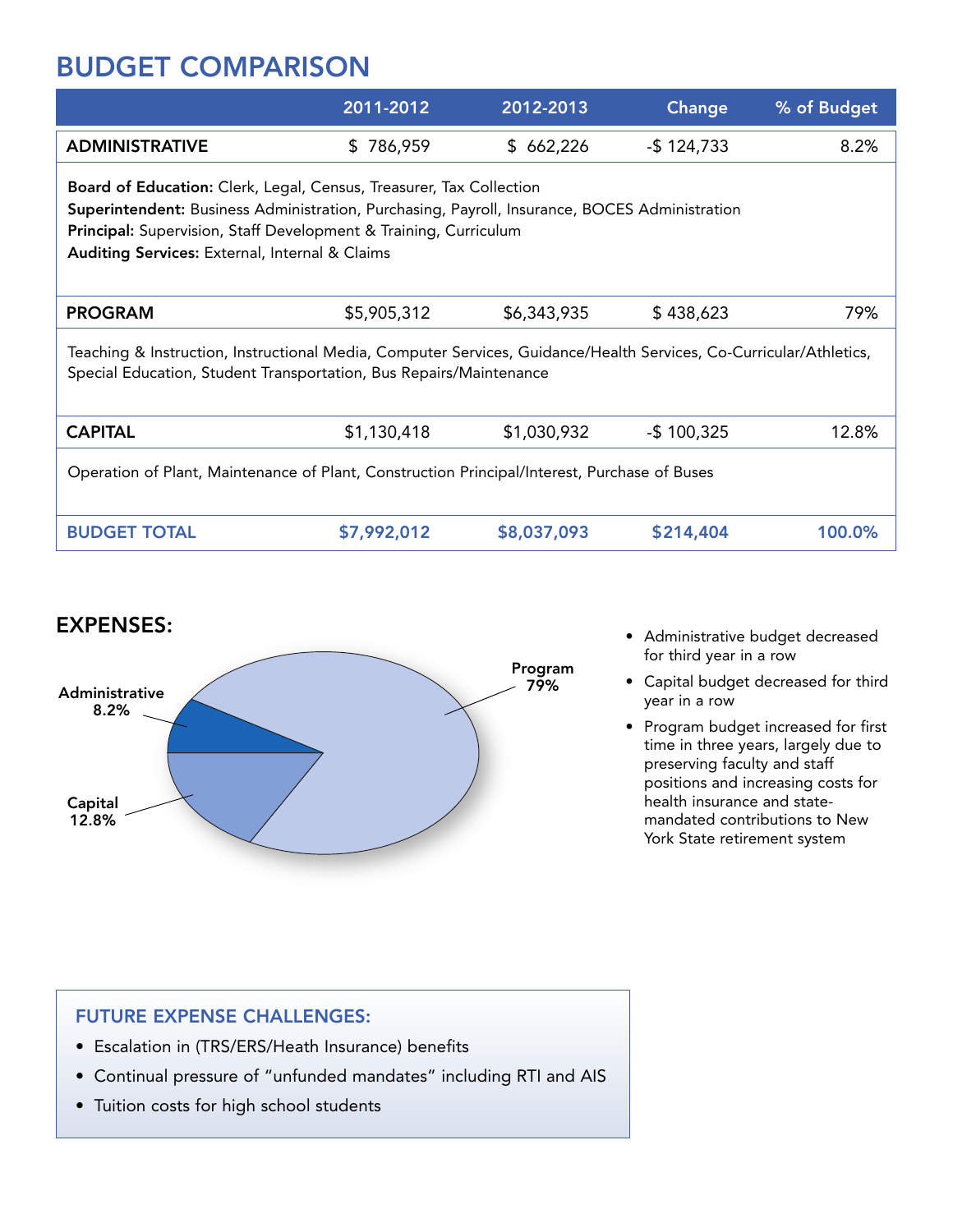# BUDGET COMPARISON

| | 2011-2012 | 2012-2013 | Change | % of Budget |
|---|---|---|---|---|
| **ADMINISTRATIVE** | $ 786,959 | $ 662,226 | -$ 124,733 | 8.2% |
| **Board of Education:** Clerk, Legal, Census, Treasurer, Tax Collection<br>**Superintendent:** Business Administration, Purchasing, Payroll, Insurance, BOCES Administration<br>**Principal:** Supervision, Staff Development & Training, Curriculum<br>**Auditing Services:** External, Internal & Claims | | | | |
| **PROGRAM** | $5,905,312 | $6,343,935 | $ 438,623 | 79% |
| Teaching & Instruction, Instructional Media, Computer Services, Guidance/Health Services, Co-Curricular/Athletics, Special Education, Student Transportation, Bus Repairs/Maintenance | | | | |
| **CAPITAL** | $1,130,418 | $1,030,932 | -$ 100,325 | 12.8% |
| Operation of Plant, Maintenance of Plant, Construction Principal/Interest, Purchase of Buses | | | | |
| **BUDGET TOTAL** | **$7,992,012** | **$8,037,093** | **$214,404** | **100.0%** |

## EXPENSES:

- Administrative 8.2%
- Program 79%
- Capital 12.8%

- Administrative budget decreased for third year in a row
- Capital budget decreased for third year in a row
- Program budget increased for first time in three years, largely due to preserving faculty and staff positions and increasing costs for health insurance and state-mandated contributions to New York State retirement system

### FUTURE EXPENSE CHALLENGES:

- Escalation in (TRS/ERS/Heath Insurance) benefits
- Continual pressure of "unfunded mandates" including RTI and AIS
- Tuition costs for high school students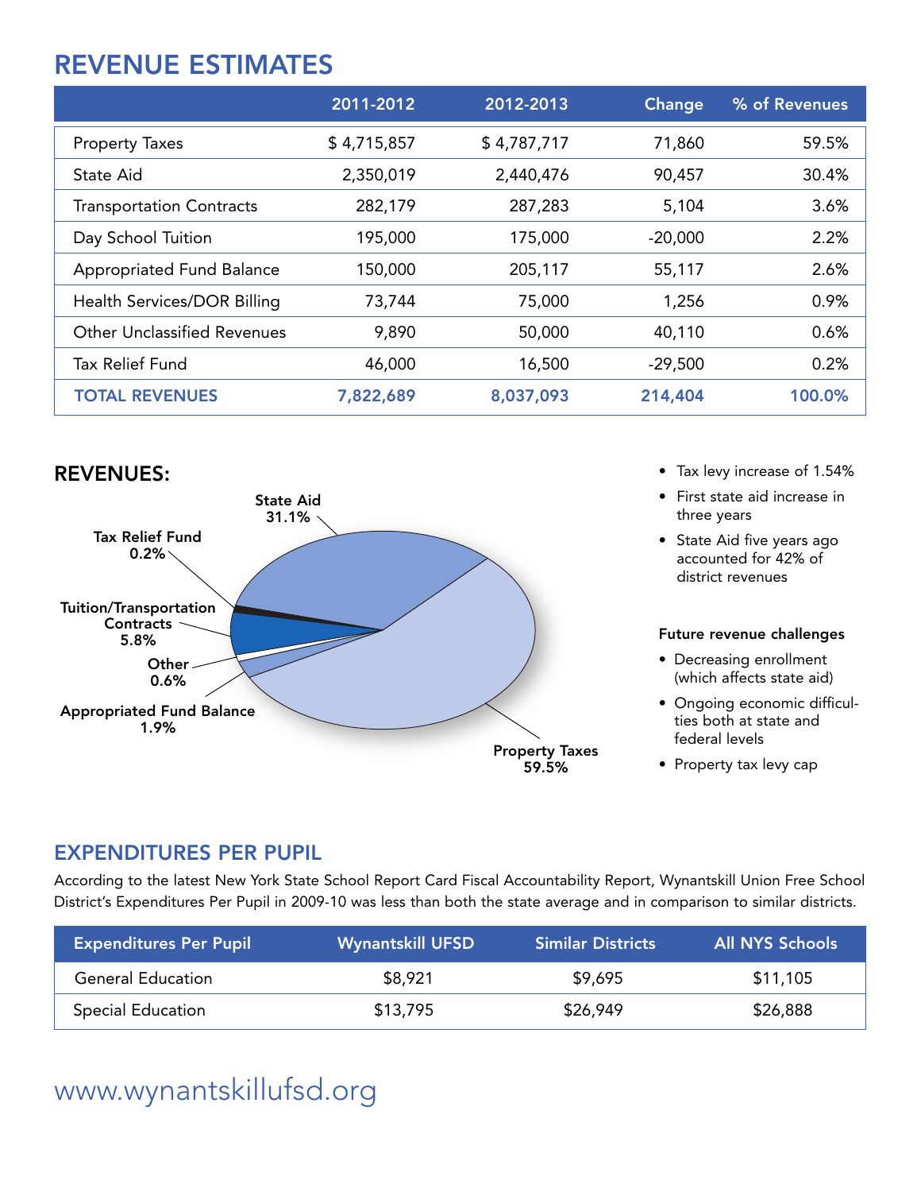# REVENUE ESTIMATES

| | 2011-2012 | 2012-2013 | Change | % of Revenues |
|---|---|---|---|---|
| Property Taxes | $ 4,715,857 | $ 4,787,717 | 71,860 | 59.5% |
| State Aid | 2,350,019 | 2,440,476 | 90,457 | 30.4% |
| Transportation Contracts | 282,179 | 287,283 | 5,104 | 3.6% |
| Day School Tuition | 195,000 | 175,000 | -20,000 | 2.2% |
| Appropriated Fund Balance | 150,000 | 205,117 | 55,117 | 2.6% |
| Health Services/DOR Billing | 73,744 | 75,000 | 1,256 | 0.9% |
| Other Unclassified Revenues | 9,890 | 50,000 | 40,110 | 0.6% |
| Tax Relief Fund | 46,000 | 16,500 | -29,500 | 0.2% |
| **TOTAL REVENUES** | **7,822,689** | **8,037,093** | **214,404** | **100.0%** |

## REVENUES:

State Aid 31.1%

Tax Relief Fund 0.2%

Tuition/Transportation Contracts 5.8%

Other 0.6%

Appropriated Fund Balance 1.9%

Property Taxes 59.5%

- Tax levy increase of 1.54%
- First state aid increase in three years
- State Aid five years ago accounted for 42% of district revenues

**Future revenue challenges**

- Decreasing enrollment (which affects state aid)
- Ongoing economic difficulties both at state and federal levels
- Property tax levy cap

## EXPENDITURES PER PUPIL

According to the latest New York State School Report Card Fiscal Accountability Report, Wynantskill Union Free School District's Expenditures Per Pupil in 2009-10 was less than both the state average and in comparison to similar districts.

| Expenditures Per Pupil | Wynantskill UFSD | Similar Districts | All NYS Schools |
|---|---|---|---|
| General Education | $8,921 | $9,695 | $11,105 |
| Special Education | $13,795 | $26,949 | $26,888 |

www.wynantskillufsd.org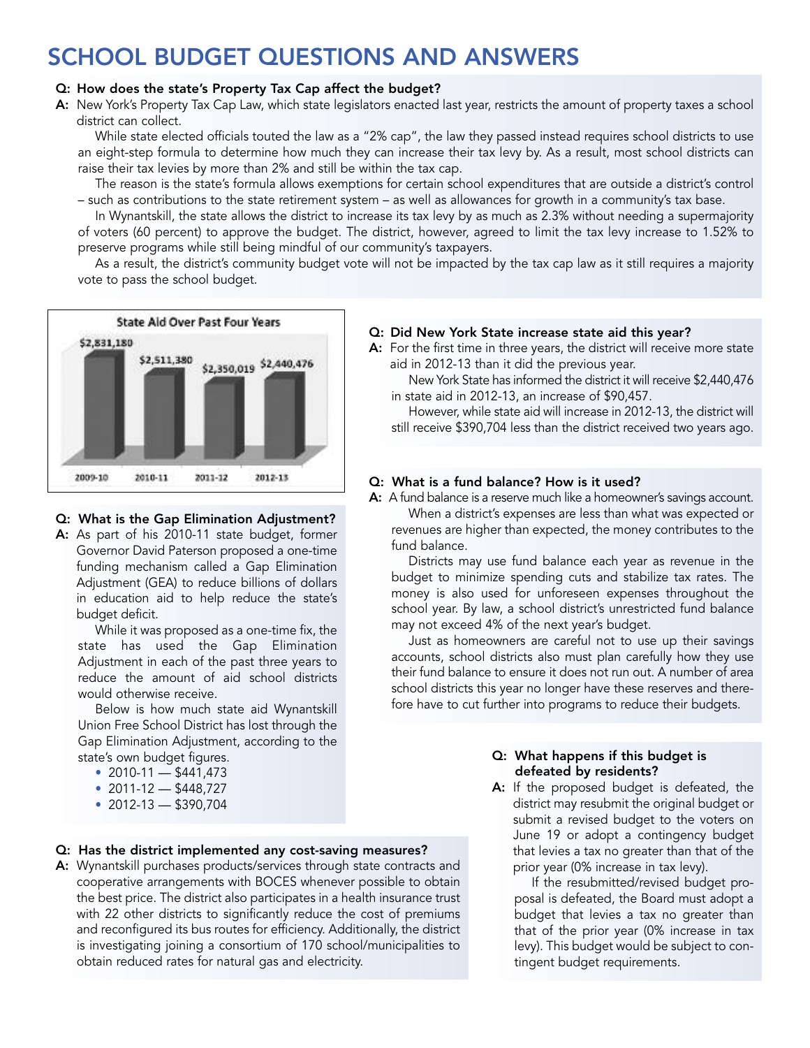# SCHOOL BUDGET QUESTIONS AND ANSWERS

**Q: How does the state's Property Tax Cap affect the budget?**

**A:** New York's Property Tax Cap Law, which state legislators enacted last year, restricts the amount of property taxes a school district can collect.

While state elected officials touted the law as a "2% cap", the law they passed instead requires school districts to use an eight-step formula to determine how much they can increase their tax levy by. As a result, most school districts can raise their tax levies by more than 2% and still be within the tax cap.

The reason is the state's formula allows exemptions for certain school expenditures that are outside a district's control – such as contributions to the state retirement system – as well as allowances for growth in a community's tax base.

In Wynantskill, the state allows the district to increase its tax levy by as much as 2.3% without needing a supermajority of voters (60 percent) to approve the budget. The district, however, agreed to limit the tax levy increase to 1.52% to preserve programs while still being mindful of our community's taxpayers.

As a result, the district's community budget vote will not be impacted by the tax cap law as it still requires a majority vote to pass the school budget.

**State Aid Over Past Four Years**

| Year | State Aid |
|---|---|
| 2009-10 | $2,831,180 |
| 2010-11 | $2,511,380 |
| 2011-12 | $2,350,019 |
| 2012-13 | $2,440,476 |

**Q: What is the Gap Elimination Adjustment?**

**A:** As part of his 2010-11 state budget, former Governor David Paterson proposed a one-time funding mechanism called a Gap Elimination Adjustment (GEA) to reduce billions of dollars in education aid to help reduce the state's budget deficit.

While it was proposed as a one-time fix, the state has used the Gap Elimination Adjustment in each of the past three years to reduce the amount of aid school districts would otherwise receive.

Below is how much state aid Wynantskill Union Free School District has lost through the Gap Elimination Adjustment, according to the state's own budget figures.

- 2010-11 — $441,473
- 2011-12 — $448,727
- 2012-13 — $390,704

**Q: Did New York State increase state aid this year?**

**A:** For the first time in three years, the district will receive more state aid in 2012-13 than it did the previous year.

New York State has informed the district it will receive $2,440,476 in state aid in 2012-13, an increase of $90,457.

However, while state aid will increase in 2012-13, the district will still receive $390,704 less than the district received two years ago.

**Q: What is a fund balance? How is it used?**

**A:** A fund balance is a reserve much like a homeowner's savings account.

When a district's expenses are less than what was expected or revenues are higher than expected, the money contributes to the fund balance.

Districts may use fund balance each year as revenue in the budget to minimize spending cuts and stabilize tax rates. The money is also used for unforeseen expenses throughout the school year. By law, a school district's unrestricted fund balance may not exceed 4% of the next year's budget.

Just as homeowners are careful not to use up their savings accounts, school districts also must plan carefully how they use their fund balance to ensure it does not run out. A number of area school districts this year no longer have these reserves and therefore have to cut further into programs to reduce their budgets.

**Q: Has the district implemented any cost-saving measures?**

**A:** Wynantskill purchases products/services through state contracts and cooperative arrangements with BOCES whenever possible to obtain the best price. The district also participates in a health insurance trust with 22 other districts to significantly reduce the cost of premiums and reconfigured its bus routes for efficiency. Additionally, the district is investigating joining a consortium of 170 school/municipalities to obtain reduced rates for natural gas and electricity.

**Q: What happens if this budget is defeated by residents?**

**A:** If the proposed budget is defeated, the district may resubmit the original budget or submit a revised budget to the voters on June 19 or adopt a contingency budget that levies a tax no greater than that of the prior year (0% increase in tax levy).

If the resubmitted/revised budget proposal is defeated, the Board must adopt a budget that levies a tax no greater than that of the prior year (0% increase in tax levy). This budget would be subject to contingent budget requirements.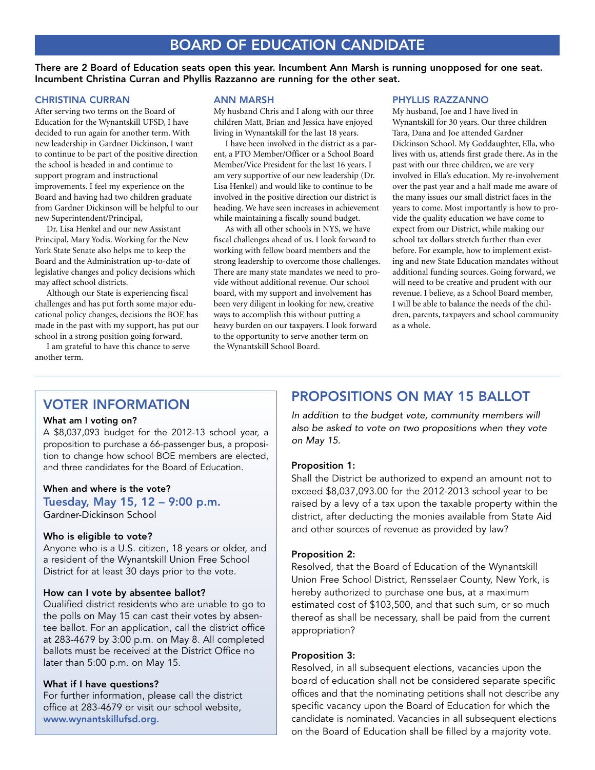# BOARD OF EDUCATION CANDIDATE

**There are 2 Board of Education seats open this year. Incumbent Ann Marsh is running unopposed for one seat. Incumbent Christina Curran and Phyllis Razzanno are running for the other seat.**

## CHRISTINA CURRAN

After serving two terms on the Board of Education for the Wynantskill UFSD, I have decided to run again for another term. With new leadership in Gardner Dickinson, I want to continue to be part of the positive direction the school is headed in and continue to support program and instructional improvements. I feel my experience on the Board and having had two children graduate from Gardner Dickinson will be helpful to our new Superintendent/Principal,

Dr. Lisa Henkel and our new Assistant Principal, Mary Yodis. Working for the New York State Senate also helps me to keep the Board and the Administration up-to-date of legislative changes and policy decisions which may affect school districts.

Although our State is experiencing fiscal challenges and has put forth some major educational policy changes, decisions the BOE has made in the past with my support, has put our school in a strong position going forward.

I am grateful to have this chance to serve another term.

## ANN MARSH

My husband Chris and I along with our three children Matt, Brian and Jessica have enjoyed living in Wynantskill for the last 18 years.

I have been involved in the district as a parent, a PTO Member/Officer or a School Board Member/Vice President for the last 16 years. I am very supportive of our new leadership (Dr. Lisa Henkel) and would like to continue to be involved in the positive direction our district is heading. We have seen increases in achievement while maintaining a fiscally sound budget.

As with all other schools in NYS, we have fiscal challenges ahead of us. I look forward to working with fellow board members and the strong leadership to overcome those challenges. There are many state mandates we need to provide without additional revenue. Our school board, with my support and involvement has been very diligent in looking for new, creative ways to accomplish this without putting a heavy burden on our taxpayers. I look forward to the opportunity to serve another term on the Wynantskill School Board.

## PHYLLIS RAZZANNO

My husband, Joe and I have lived in Wynantskill for 30 years. Our three children Tara, Dana and Joe attended Gardner Dickinson School. My Goddaughter, Ella, who lives with us, attends first grade there. As in the past with our three children, we are very involved in Ella's education. My re-involvement over the past year and a half made me aware of the many issues our small district faces in the years to come. Most importantly is how to provide the quality education we have come to expect from our District, while making our school tax dollars stretch further than ever before. For example, how to implement existing and new State Education mandates without additional funding sources. Going forward, we will need to be creative and prudent with our revenue. I believe, as a School Board member, I will be able to balance the needs of the children, parents, taxpayers and school community as a whole.

## VOTER INFORMATION

**What am I voting on?**

A $8,037,093 budget for the 2012-13 school year, a proposition to purchase a 66-passenger bus, a proposition to change how school BOE members are elected, and three candidates for the Board of Education.

**When and where is the vote?**

**Tuesday, May 15, 12 – 9:00 p.m.**

Gardner-Dickinson School

**Who is eligible to vote?**

Anyone who is a U.S. citizen, 18 years or older, and a resident of the Wynantskill Union Free School District for at least 30 days prior to the vote.

**How can I vote by absentee ballot?**

Qualified district residents who are unable to go to the polls on May 15 can cast their votes by absentee ballot. For an application, call the district office at 283-4679 by 3:00 p.m. on May 8. All completed ballots must be received at the District Office no later than 5:00 p.m. on May 15.

**What if I have questions?**

For further information, please call the district office at 283-4679 or visit our school website, **www.wynantskillufsd.org.**

## PROPOSITIONS ON MAY 15 BALLOT

*In addition to the budget vote, community members will also be asked to vote on two propositions when they vote on May 15.*

**Proposition 1:**

Shall the District be authorized to expend an amount not to exceed $8,037,093.00 for the 2012-2013 school year to be raised by a levy of a tax upon the taxable property within the district, after deducting the monies available from State Aid and other sources of revenue as provided by law?

**Proposition 2:**

Resolved, that the Board of Education of the Wynantskill Union Free School District, Rensselaer County, New York, is hereby authorized to purchase one bus, at a maximum estimated cost of $103,500, and that such sum, or so much thereof as shall be necessary, shall be paid from the current appropriation?

**Proposition 3:**

Resolved, in all subsequent elections, vacancies upon the board of education shall not be considered separate specific offices and that the nominating petitions shall not describe any specific vacancy upon the Board of Education for which the candidate is nominated. Vacancies in all subsequent elections on the Board of Education shall be filled by a majority vote.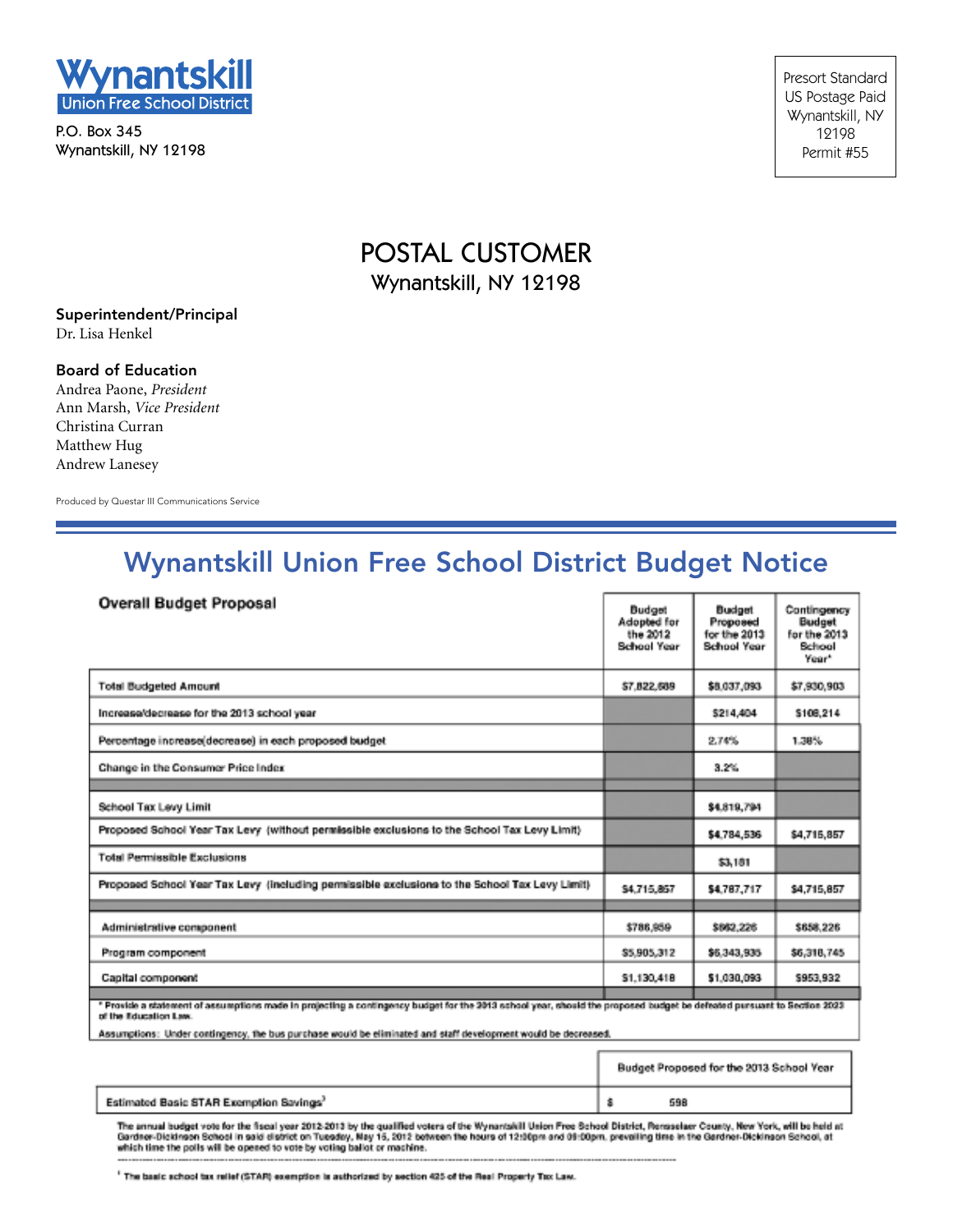Wynantskill Union Free School District

P.O. Box 345
Wynantskill, NY 12198

Presort Standard
US Postage Paid
Wynantskill, NY
12198
Permit #55

POSTAL CUSTOMER
Wynantskill, NY 12198

**Superintendent/Principal**
Dr. Lisa Henkel

**Board of Education**
Andrea Paone, *President*
Ann Marsh, *Vice President*
Christina Curran
Matthew Hug
Andrew Lanesey

Produced by Questar III Communications Service

# Wynantskill Union Free School District Budget Notice

| Overall Budget Proposal | Budget Adopted for the 2012 School Year | Budget Proposed for the 2013 School Year | Contingency Budget for the 2013 School Year* |
|---|---|---|---|
| Total Budgeted Amount | $7,822,689 | $8,037,093 | $7,930,903 |
| Increase/decrease for the 2013 school year | | $214,404 | $108,214 |
| Percentage increase(decrease) in each proposed budget | | 2.74% | 1.38% |
| Change in the Consumer Price Index | | 3.2% | |
| School Tax Levy Limit | | $4,819,794 | |
| Proposed School Year Tax Levy (without permissible exclusions to the School Tax Levy Limit) | | $4,784,536 | $4,715,857 |
| Total Permissible Exclusions | | $3,181 | |
| Proposed School Year Tax Levy (including permissible exclusions to the School Tax Levy Limit) | $4,715,857 | $4,787,717 | $4,715,857 |
| Administrative component | $786,959 | $662,226 | $658,226 |
| Program component | $5,905,312 | $6,343,935 | $6,318,745 |
| Capital component | $1,130,418 | $1,030,093 | $953,932 |

\* Provide a statement of assumptions made in projecting a contingency budget for the 2013 school year, should the proposed budget be defeated pursuant to Section 2023 of the Education Law.

Assumptions: Under contingency, the bus purchase would be eliminated and staff development would be decreased.

| | Budget Proposed for the 2013 School Year |
|---|---|
| Estimated Basic STAR Exemption Savings[1] | $ 598 |

The annual budget vote for the fiscal year 2012-2013 by the qualified voters of the Wynantskill Union Free School District, Rensselaer County, New York, will be held at Gardner-Dickinson School in said district on Tuesday, May 15, 2012 between the hours of 12:00pm and 09:00pm, prevailing time in the Gardner-Dickinson School, at which time the polls will be opened to vote by voting ballot or machine.

[1] The basic school tax relief (STAR) exemption is authorized by section 425 of the Real Property Tax Law.